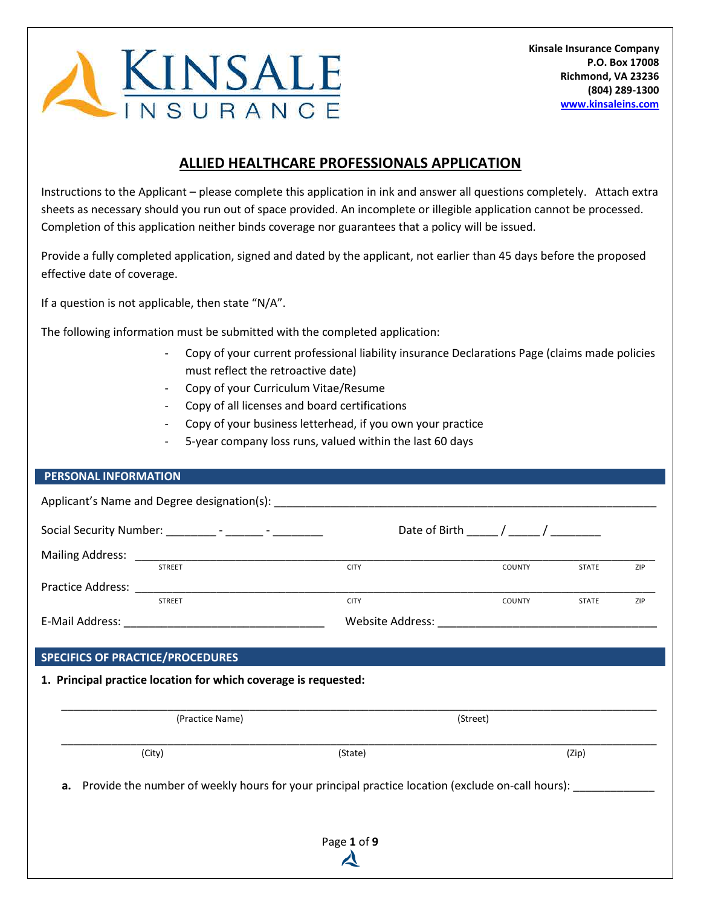Kinsale Insurance Company
P.O. Box 17008
Richmond, VA 23236
(804) 289-1300
www.kinsaleins.com

# ALLIED HEALTHCARE PROFESSIONALS APPLICATION

Instructions to the Applicant – please complete this application in ink and answer all questions completely. Attach extra sheets as necessary should you run out of space provided. An incomplete or illegible application cannot be processed. Completion of this application neither binds coverage nor guarantees that a policy will be issued.

Provide a fully completed application, signed and dated by the applicant, not earlier than 45 days before the proposed effective date of coverage.

If a question is not applicable, then state "N/A".

The following information must be submitted with the completed application:

- Copy of your current professional liability insurance Declarations Page (claims made policies must reflect the retroactive date)
- Copy of your Curriculum Vitae/Resume
- Copy of all licenses and board certifications
- Copy of your business letterhead, if you own your practice
- 5-year company loss runs, valued within the last 60 days

## PERSONAL INFORMATION

Applicant's Name and Degree designation(s): ____________________________________________

Social Security Number: ________ - ______ - ________ Date of Birth _____ / _____ / ________

Mailing Address: ____________________________________________
STREET CITY COUNTY STATE ZIP

Practice Address: ____________________________________________
STREET CITY COUNTY STATE ZIP

E-Mail Address: ________________________________ Website Address: ________________________________

## SPECIFICS OF PRACTICE/PROCEDURES

**1. Principal practice location for which coverage is requested:**

____________________________________________
(Practice Name) (Street)

____________________________________________
(City) (State) (Zip)

**a.** Provide the number of weekly hours for your principal practice location (exclude on-call hours): ____________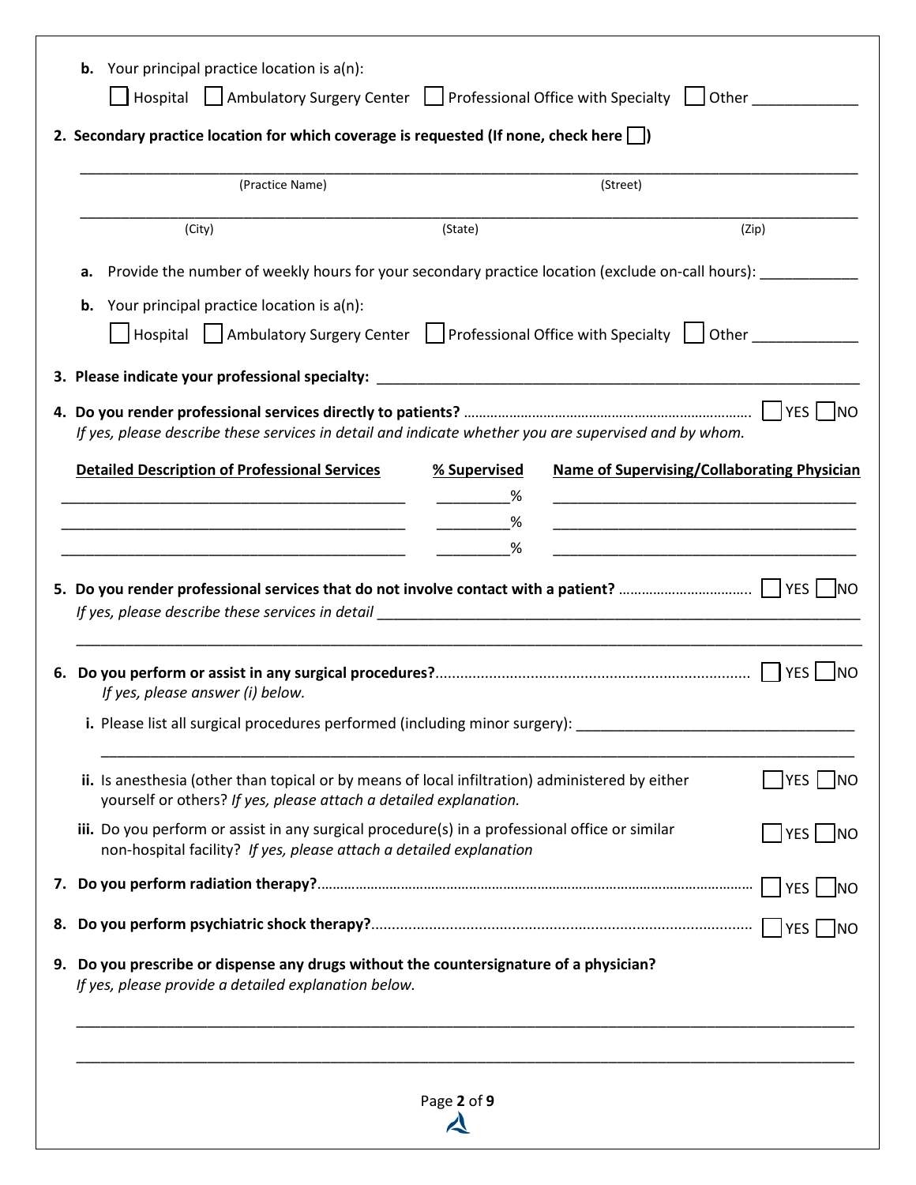**b.** Your principal practice location is a(n):

☐ Hospital ☐ Ambulatory Surgery Center ☐ Professional Office with Specialty ☐ Other _____________

**2. Secondary practice location for which coverage is requested (If none, check here ☐)**

_______________________________________________________________________________

(Practice Name) (Street)

_______________________________________________________________________________

(City) (State) (Zip)

**a.** Provide the number of weekly hours for your secondary practice location (exclude on-call hours): ____________

**b.** Your principal practice location is a(n):

☐ Hospital ☐ Ambulatory Surgery Center ☐ Professional Office with Specialty ☐ Other _____________

**3. Please indicate your professional specialty:** ______________________________________________________

**4. Do you render professional services directly to patients?** ............................................................... ☐ YES ☐ NO

*If yes, please describe these services in detail and indicate whether you are supervised and by whom.*

| Detailed Description of Professional Services | % Supervised | Name of Supervising/Collaborating Physician |
|---|---|---|
| ____________________________________________ | ________% | ______________________________________ |
| ____________________________________________ | ________% | ______________________________________ |
| ____________________________________________ | ________% | ______________________________________ |

**5. Do you render professional services that do not involve contact with a patient?** ................................. ☐ YES ☐ NO

*If yes, please describe these services in detail* ______________________________________________________

_______________________________________________________________________________

**6. Do you perform or assist in any surgical procedures?**........................................................................ ☐ YES ☐ NO

*If yes, please answer (i) below.*

**i.** Please list all surgical procedures performed (including minor surgery): ___________________________________

_______________________________________________________________________________

**ii.** Is anesthesia (other than topical or by means of local infiltration) administered by either yourself or others? *If yes, please attach a detailed explanation.* ☐ YES ☐ NO

**iii.** Do you perform or assist in any surgical procedure(s) in a professional office or similar non-hospital facility? *If yes, please attach a detailed explanation* ☐ YES ☐ NO

**7. Do you perform radiation therapy?**.............................................................................................. ☐ YES ☐ NO

**8. Do you perform psychiatric shock therapy?**.................................................................................... ☐ YES ☐ NO

**9. Do you prescribe or dispense any drugs without the countersignature of a physician?**

*If yes, please provide a detailed explanation below.*

_______________________________________________________________________________

_______________________________________________________________________________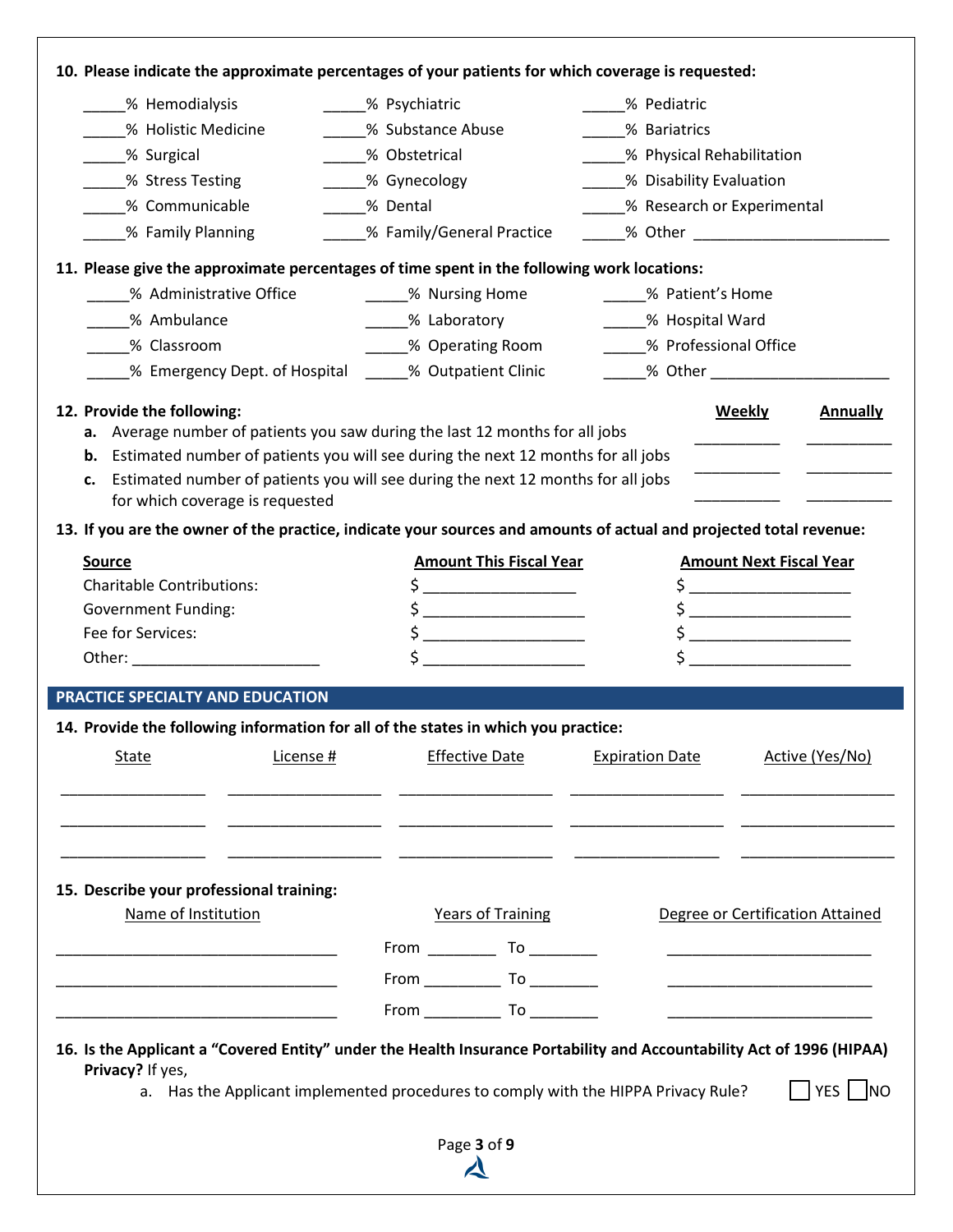**10. Please indicate the approximate percentages of your patients for which coverage is requested:**

| | | |
|---|---|---|
| _____% Hemodialysis | _____% Psychiatric | _____% Pediatric |
| _____% Holistic Medicine | _____% Substance Abuse | _____% Bariatrics |
| _____% Surgical | _____% Obstetrical | _____% Physical Rehabilitation |
| _____% Stress Testing | _____% Gynecology | _____% Disability Evaluation |
| _____% Communicable | _____% Dental | _____% Research or Experimental |
| _____% Family Planning | _____% Family/General Practice | _____% Other ______________________ |

**11. Please give the approximate percentages of time spent in the following work locations:**

| | | |
|---|---|---|
| _____% Administrative Office | _____% Nursing Home | _____% Patient's Home |
| _____% Ambulance | _____% Laboratory | _____% Hospital Ward |
| _____% Classroom | _____% Operating Room | _____% Professional Office |
| _____% Emergency Dept. of Hospital | _____% Outpatient Clinic | _____% Other ____________________ |

**12. Provide the following:**

| | Weekly | Annually |
|---|---|---|
| **a.** Average number of patients you saw during the last 12 months for all jobs | _________ | _________ |
| **b.** Estimated number of patients you will see during the next 12 months for all jobs | _________ | _________ |
| **c.** Estimated number of patients you will see during the next 12 months for all jobs for which coverage is requested | _________ | _________ |

**13. If you are the owner of the practice, indicate your sources and amounts of actual and projected total revenue:**

| Source | Amount This Fiscal Year | Amount Next Fiscal Year |
|---|---|---|
| Charitable Contributions: | $ _________________ | $ __________________ |
| Government Funding: | $ __________________ | $ __________________ |
| Fee for Services: | $ __________________ | $ __________________ |
| Other: _____________________ | $ __________________ | $ __________________ |

## PRACTICE SPECIALTY AND EDUCATION

**14. Provide the following information for all of the states in which you practice:**

| State | License # | Effective Date | Expiration Date | Active (Yes/No) |
|---|---|---|---|---|
| | | | | |
| | | | | |
| | | | | |

**15. Describe your professional training:**

| Name of Institution | Years of Training | Degree or Certification Attained |
|---|---|---|
| ________________________________ | From ________ To ________ | ________________________ |
| ________________________________ | From ________ To ________ | ________________________ |
| ________________________________ | From ________ To ________ | ________________________ |

**16. Is the Applicant a "Covered Entity" under the Health Insurance Portability and Accountability Act of 1996 (HIPAA) Privacy?** If yes,

a. Has the Applicant implemented procedures to comply with the HIPPA Privacy Rule? ☐ YES ☐ NO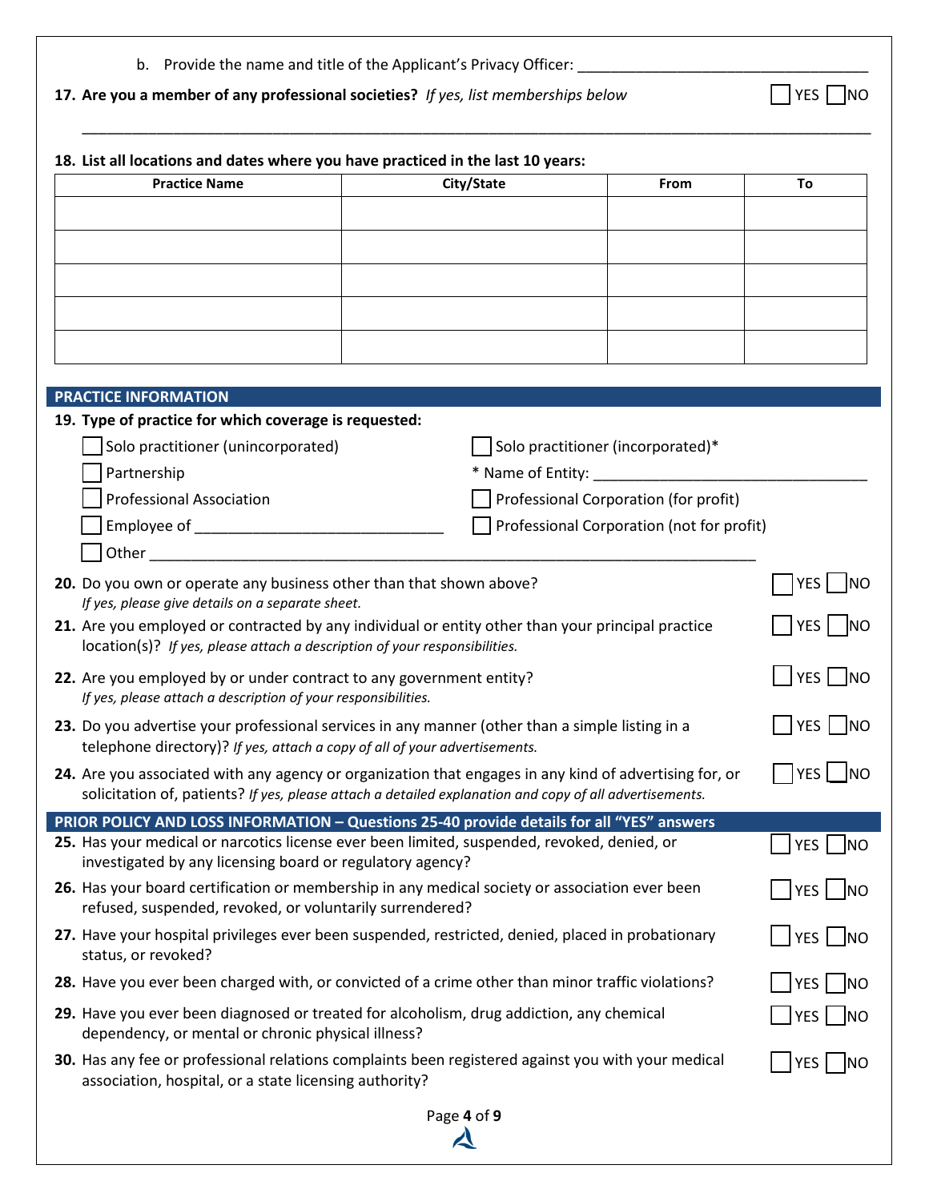b. Provide the name and title of the Applicant's Privacy Officer: ___________________________________

**17. Are you a member of any professional societies?** *If yes, list memberships below* ☐ YES ☐ NO

_____________________________________________________________________________________________

**18. List all locations and dates where you have practiced in the last 10 years:**

| Practice Name | City/State | From | To |
|---|---|---|---|
| | | | |
| | | | |
| | | | |
| | | | |
| | | | |

## PRACTICE INFORMATION

**19. Type of practice for which coverage is requested:**

☐ Solo practitioner (unincorporated)
☐ Solo practitioner (incorporated)*
☐ Partnership
* Name of Entity: ___________________________________
☐ Professional Association
☐ Professional Corporation (for profit)
☐ Employee of _____________________________
☐ Professional Corporation (not for profit)
☐ Other ___________________________________________________________________________

**20.** Do you own or operate any business other than that shown above? *If yes, please give details on a separate sheet.* ☐ YES ☐ NO

**21.** Are you employed or contracted by any individual or entity other than your principal practice location(s)? *If yes, please attach a description of your responsibilities.* ☐ YES ☐ NO

**22.** Are you employed by or under contract to any government entity? *If yes, please attach a description of your responsibilities.* ☐ YES ☐ NO

**23.** Do you advertise your professional services in any manner (other than a simple listing in a telephone directory)? *If yes, attach a copy of all of your advertisements.* ☐ YES ☐ NO

**24.** Are you associated with any agency or organization that engages in any kind of advertising for, or solicitation of, patients? *If yes, please attach a detailed explanation and copy of all advertisements.* ☐ YES ☐ NO

## PRIOR POLICY AND LOSS INFORMATION – Questions 25-40 provide details for all "YES" answers

**25.** Has your medical or narcotics license ever been limited, suspended, revoked, denied, or investigated by any licensing board or regulatory agency? ☐ YES ☐ NO

**26.** Has your board certification or membership in any medical society or association ever been refused, suspended, revoked, or voluntarily surrendered? ☐ YES ☐ NO

**27.** Have your hospital privileges ever been suspended, restricted, denied, placed in probationary status, or revoked? ☐ YES ☐ NO

**28.** Have you ever been charged with, or convicted of a crime other than minor traffic violations? ☐ YES ☐ NO

**29.** Have you ever been diagnosed or treated for alcoholism, drug addiction, any chemical dependency, or mental or chronic physical illness? ☐ YES ☐ NO

**30.** Has any fee or professional relations complaints been registered against you with your medical association, hospital, or a state licensing authority? ☐ YES ☐ NO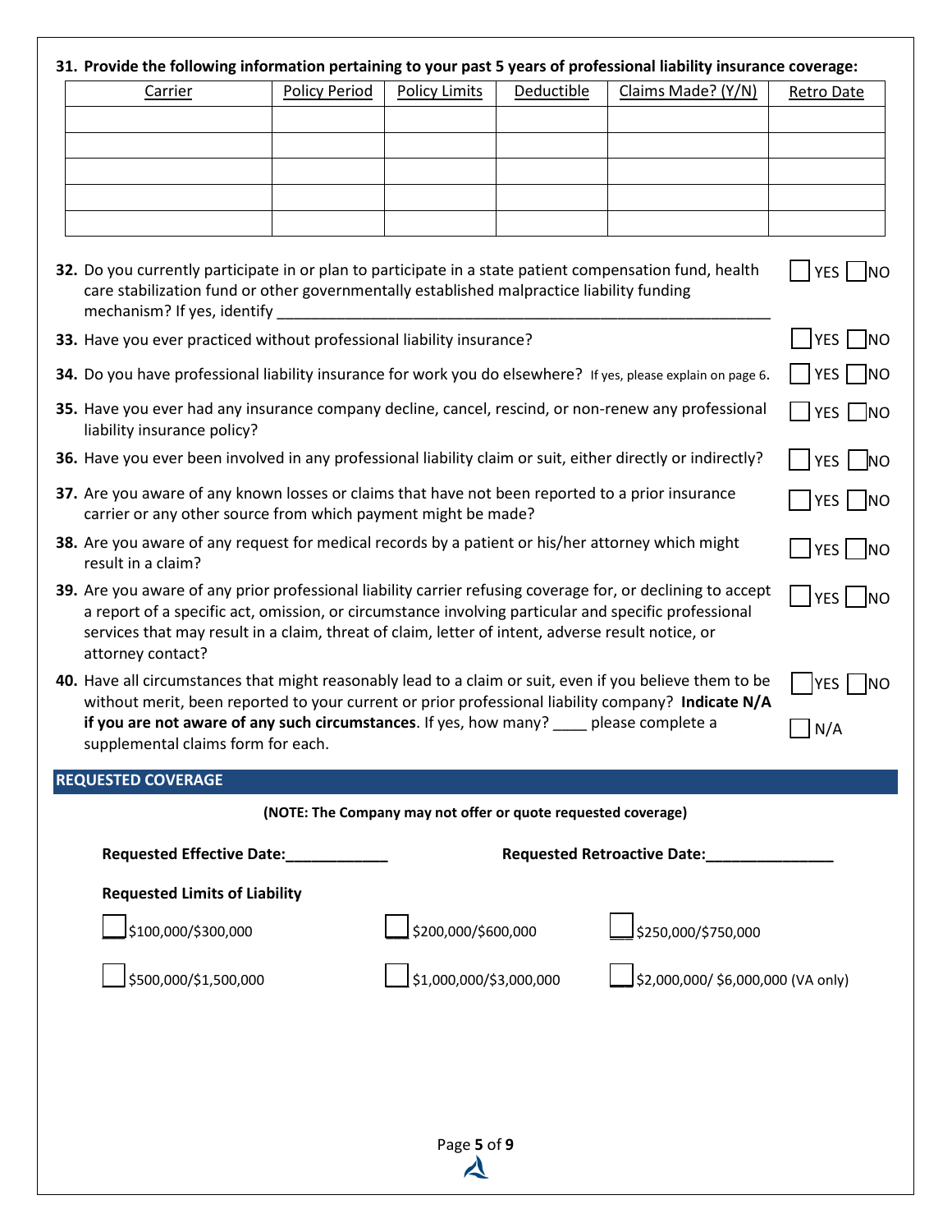**31. Provide the following information pertaining to your past 5 years of professional liability insurance coverage:**

| Carrier | Policy Period | Policy Limits | Deductible | Claims Made? (Y/N) | Retro Date |
|---|---|---|---|---|---|
| | | | | | |
| | | | | | |
| | | | | | |
| | | | | | |
| | | | | | |

**32.** Do you currently participate in or plan to participate in a state patient compensation fund, health care stabilization fund or other governmentally established malpractice liability funding mechanism? If yes, identify ____________________________________________________________ ☐ YES ☐ NO

**33.** Have you ever practiced without professional liability insurance? ☐ YES ☐ NO

**34.** Do you have professional liability insurance for work you do elsewhere? If yes, please explain on page 6. ☐ YES ☐ NO

**35.** Have you ever had any insurance company decline, cancel, rescind, or non-renew any professional liability insurance policy? ☐ YES ☐ NO

**36.** Have you ever been involved in any professional liability claim or suit, either directly or indirectly? ☐ YES ☐ NO

**37.** Are you aware of any known losses or claims that have not been reported to a prior insurance carrier or any other source from which payment might be made? ☐ YES ☐ NO

**38.** Are you aware of any request for medical records by a patient or his/her attorney which might result in a claim? ☐ YES ☐ NO

**39.** Are you aware of any prior professional liability carrier refusing coverage for, or declining to accept a report of a specific act, omission, or circumstance involving particular and specific professional services that may result in a claim, threat of claim, letter of intent, adverse result notice, or attorney contact? ☐ YES ☐ NO

**40.** Have all circumstances that might reasonably lead to a claim or suit, even if you believe them to be without merit, been reported to your current or prior professional liability company? **Indicate N/A if you are not aware of any such circumstances**. If yes, how many? ____ please complete a supplemental claims form for each. ☐ YES ☐ NO ☐ N/A

## REQUESTED COVERAGE

**(NOTE: The Company may not offer or quote requested coverage)**

**Requested Effective Date:____________** **Requested Retroactive Date:_______________**

**Requested Limits of Liability**

☐ $100,000/$300,000 ☐ $200,000/$600,000 ☐ $250,000/$750,000

☐ $500,000/$1,500,000 ☐ $1,000,000/$3,000,000 ☐ $2,000,000/ $6,000,000 (VA only)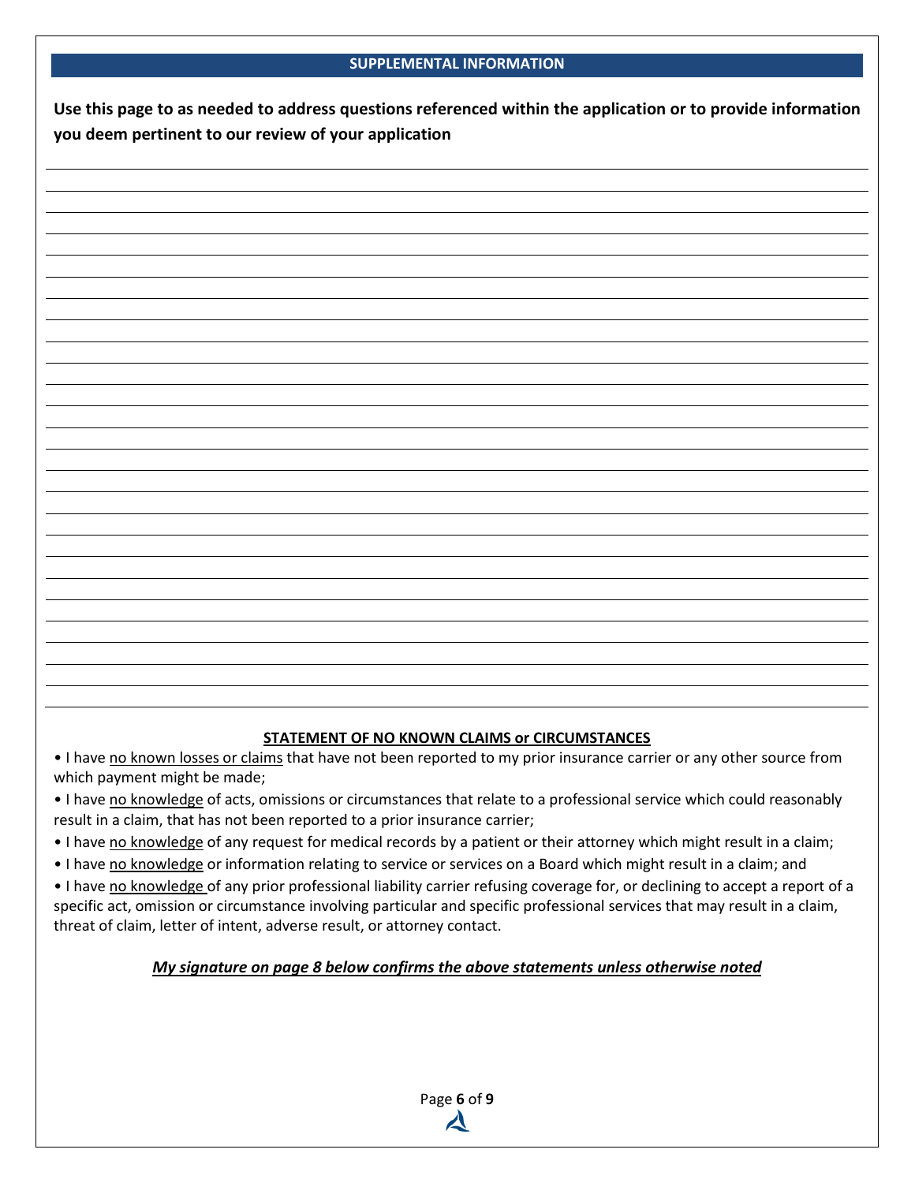## SUPPLEMENTAL INFORMATION

**Use this page to as needed to address questions referenced within the application or to provide information you deem pertinent to our review of your application**

### STATEMENT OF NO KNOWN CLAIMS or CIRCUMSTANCES

- I have no known losses or claims that have not been reported to my prior insurance carrier or any other source from which payment might be made;
- I have no knowledge of acts, omissions or circumstances that relate to a professional service which could reasonably result in a claim, that has not been reported to a prior insurance carrier;
- I have no knowledge of any request for medical records by a patient or their attorney which might result in a claim;
- I have no knowledge or information relating to service or services on a Board which might result in a claim; and
- I have no knowledge of any prior professional liability carrier refusing coverage for, or declining to accept a report of a specific act, omission or circumstance involving particular and specific professional services that may result in a claim, threat of claim, letter of intent, adverse result, or attorney contact.

***My signature on page 8 below confirms the above statements unless otherwise noted***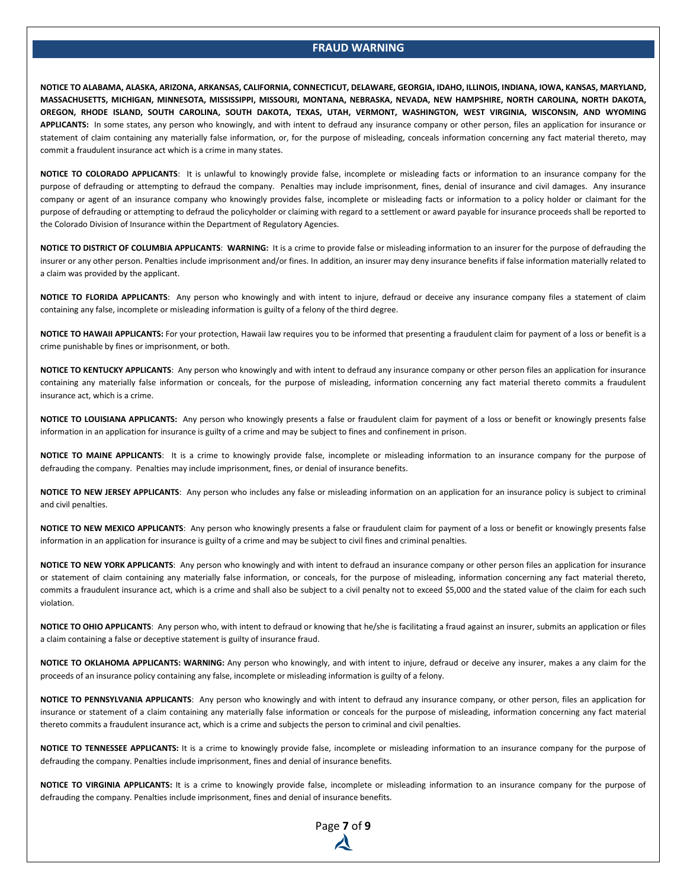## FRAUD WARNING

**NOTICE TO ALABAMA, ALASKA, ARIZONA, ARKANSAS, CALIFORNIA, CONNECTICUT, DELAWARE, GEORGIA, IDAHO, ILLINOIS, INDIANA, IOWA, KANSAS, MARYLAND, MASSACHUSETTS, MICHIGAN, MINNESOTA, MISSISSIPPI, MISSOURI, MONTANA, NEBRASKA, NEVADA, NEW HAMPSHIRE, NORTH CAROLINA, NORTH DAKOTA, OREGON, RHODE ISLAND, SOUTH CAROLINA, SOUTH DAKOTA, TEXAS, UTAH, VERMONT, WASHINGTON, WEST VIRGINIA, WISCONSIN, AND WYOMING APPLICANTS:** In some states, any person who knowingly, and with intent to defraud any insurance company or other person, files an application for insurance or statement of claim containing any materially false information, or, for the purpose of misleading, conceals information concerning any fact material thereto, may commit a fraudulent insurance act which is a crime in many states.

**NOTICE TO COLORADO APPLICANTS**: It is unlawful to knowingly provide false, incomplete or misleading facts or information to an insurance company for the purpose of defrauding or attempting to defraud the company. Penalties may include imprisonment, fines, denial of insurance and civil damages. Any insurance company or agent of an insurance company who knowingly provides false, incomplete or misleading facts or information to a policy holder or claimant for the purpose of defrauding or attempting to defraud the policyholder or claiming with regard to a settlement or award payable for insurance proceeds shall be reported to the Colorado Division of Insurance within the Department of Regulatory Agencies.

**NOTICE TO DISTRICT OF COLUMBIA APPLICANTS**: **WARNING:** It is a crime to provide false or misleading information to an insurer for the purpose of defrauding the insurer or any other person. Penalties include imprisonment and/or fines. In addition, an insurer may deny insurance benefits if false information materially related to a claim was provided by the applicant.

**NOTICE TO FLORIDA APPLICANTS**: Any person who knowingly and with intent to injure, defraud or deceive any insurance company files a statement of claim containing any false, incomplete or misleading information is guilty of a felony of the third degree.

**NOTICE TO HAWAII APPLICANTS:** For your protection, Hawaii law requires you to be informed that presenting a fraudulent claim for payment of a loss or benefit is a crime punishable by fines or imprisonment, or both.

**NOTICE TO KENTUCKY APPLICANTS**: Any person who knowingly and with intent to defraud any insurance company or other person files an application for insurance containing any materially false information or conceals, for the purpose of misleading, information concerning any fact material thereto commits a fraudulent insurance act, which is a crime.

**NOTICE TO LOUISIANA APPLICANTS:** Any person who knowingly presents a false or fraudulent claim for payment of a loss or benefit or knowingly presents false information in an application for insurance is guilty of a crime and may be subject to fines and confinement in prison.

**NOTICE TO MAINE APPLICANTS**: It is a crime to knowingly provide false, incomplete or misleading information to an insurance company for the purpose of defrauding the company. Penalties may include imprisonment, fines, or denial of insurance benefits.

**NOTICE TO NEW JERSEY APPLICANTS**: Any person who includes any false or misleading information on an application for an insurance policy is subject to criminal and civil penalties.

**NOTICE TO NEW MEXICO APPLICANTS**: Any person who knowingly presents a false or fraudulent claim for payment of a loss or benefit or knowingly presents false information in an application for insurance is guilty of a crime and may be subject to civil fines and criminal penalties.

**NOTICE TO NEW YORK APPLICANTS**: Any person who knowingly and with intent to defraud an insurance company or other person files an application for insurance or statement of claim containing any materially false information, or conceals, for the purpose of misleading, information concerning any fact material thereto, commits a fraudulent insurance act, which is a crime and shall also be subject to a civil penalty not to exceed $5,000 and the stated value of the claim for each such violation.

**NOTICE TO OHIO APPLICANTS**: Any person who, with intent to defraud or knowing that he/she is facilitating a fraud against an insurer, submits an application or files a claim containing a false or deceptive statement is guilty of insurance fraud.

**NOTICE TO OKLAHOMA APPLICANTS: WARNING:** Any person who knowingly, and with intent to injure, defraud or deceive any insurer, makes a any claim for the proceeds of an insurance policy containing any false, incomplete or misleading information is guilty of a felony.

**NOTICE TO PENNSYLVANIA APPLICANTS**: Any person who knowingly and with intent to defraud any insurance company, or other person, files an application for insurance or statement of a claim containing any materially false information or conceals for the purpose of misleading, information concerning any fact material thereto commits a fraudulent insurance act, which is a crime and subjects the person to criminal and civil penalties.

**NOTICE TO TENNESSEE APPLICANTS:** It is a crime to knowingly provide false, incomplete or misleading information to an insurance company for the purpose of defrauding the company. Penalties include imprisonment, fines and denial of insurance benefits.

**NOTICE TO VIRGINIA APPLICANTS:** It is a crime to knowingly provide false, incomplete or misleading information to an insurance company for the purpose of defrauding the company. Penalties include imprisonment, fines and denial of insurance benefits.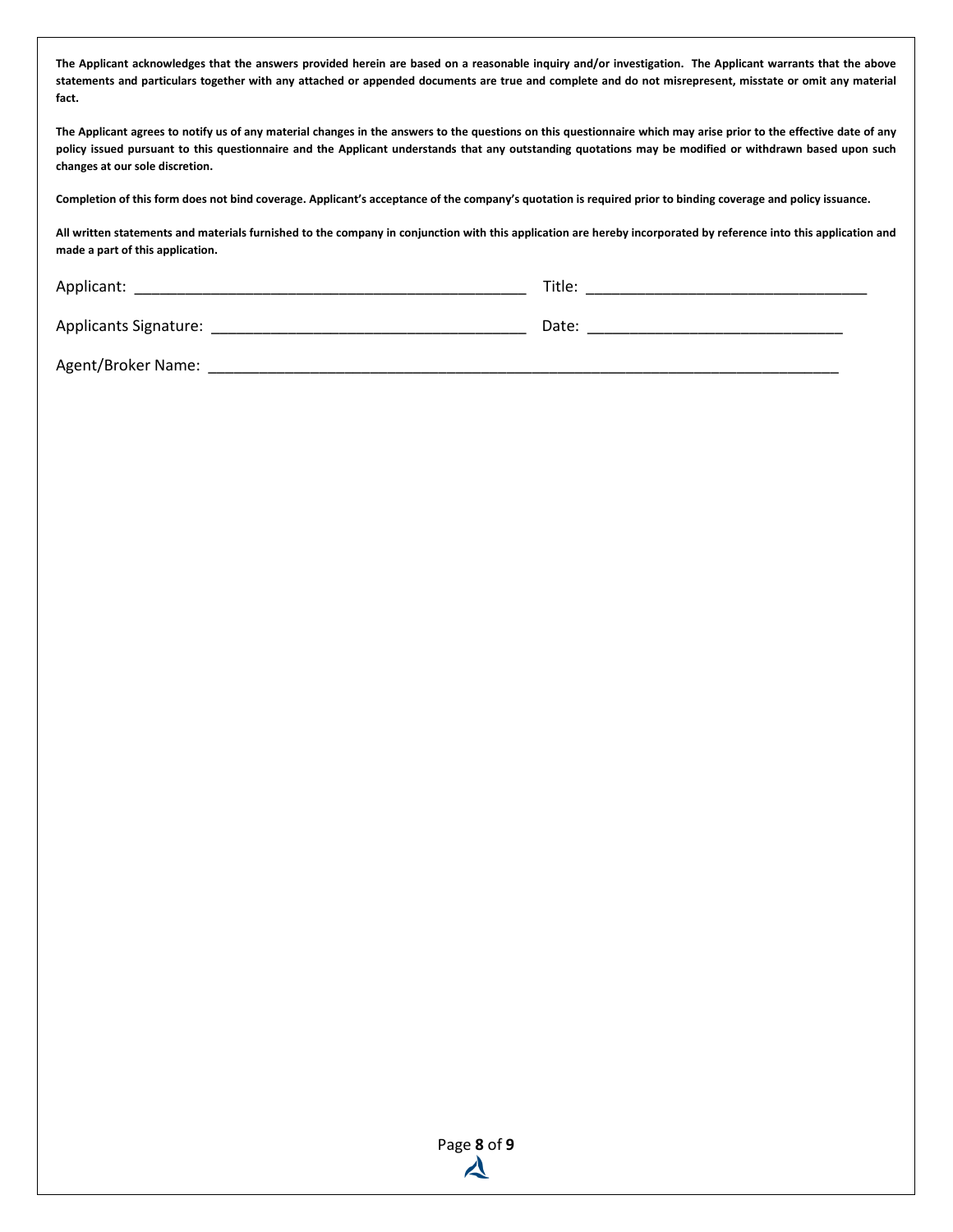**The Applicant acknowledges that the answers provided herein are based on a reasonable inquiry and/or investigation. The Applicant warrants that the above statements and particulars together with any attached or appended documents are true and complete and do not misrepresent, misstate or omit any material fact.**

**The Applicant agrees to notify us of any material changes in the answers to the questions on this questionnaire which may arise prior to the effective date of any policy issued pursuant to this questionnaire and the Applicant understands that any outstanding quotations may be modified or withdrawn based upon such changes at our sole discretion.**

**Completion of this form does not bind coverage. Applicant's acceptance of the company's quotation is required prior to binding coverage and policy issuance.**

**All written statements and materials furnished to the company in conjunction with this application are hereby incorporated by reference into this application and made a part of this application.**

Applicant: ________________________________________________ Title: __________________________________

Applicants Signature: ______________________________________ Date: ______________________________

Agent/Broker Name: ______________________________________________________________________________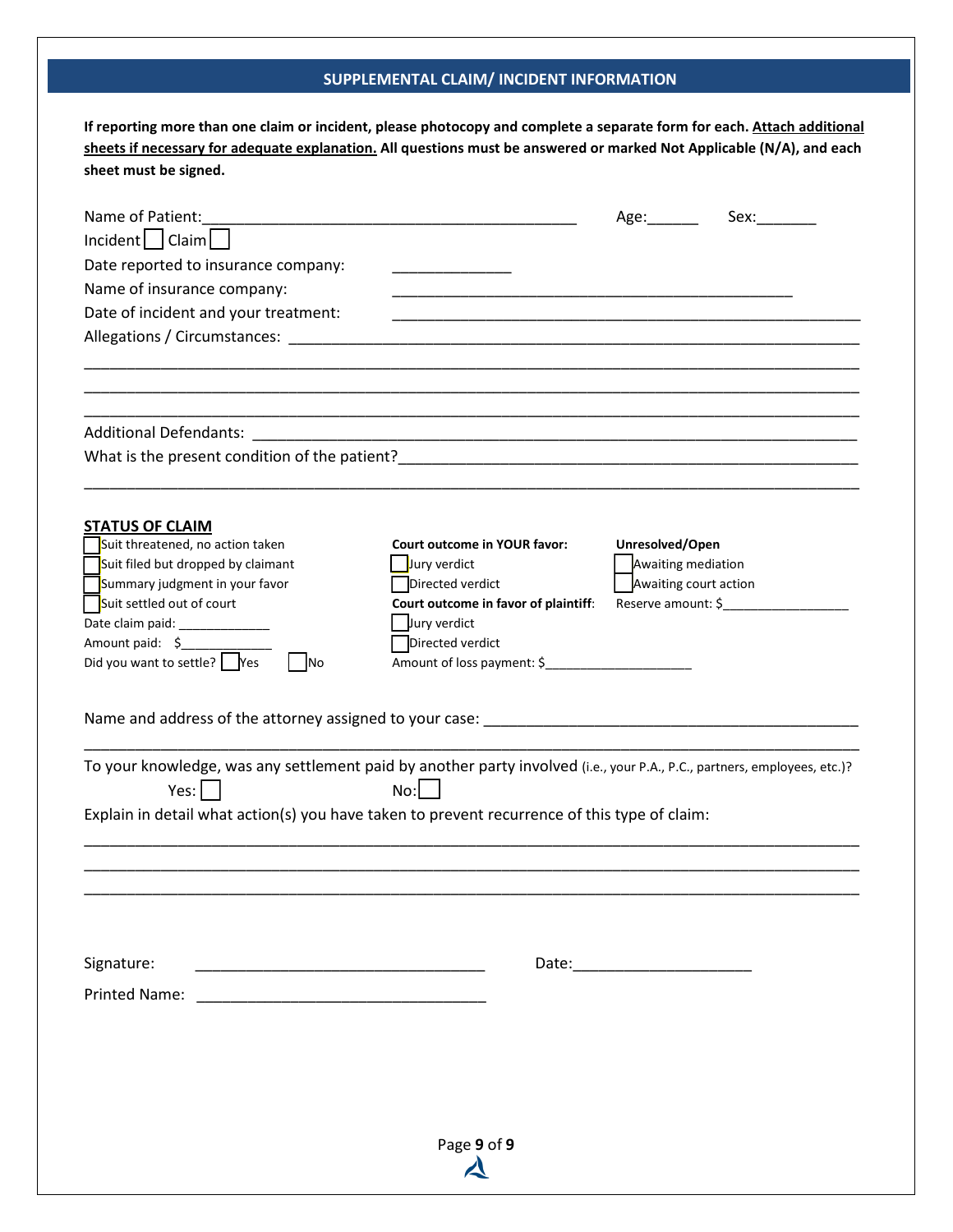## SUPPLEMENTAL CLAIM/ INCIDENT INFORMATION

**If reporting more than one claim or incident, please photocopy and complete a separate form for each. Attach additional sheets if necessary for adequate explanation. All questions must be answered or marked Not Applicable (N/A), and each sheet must be signed.**

Name of Patient:____________________________________________ Age:______ Sex:_______

Incident ☐ Claim ☐

Date reported to insurance company: ______________

Name of insurance company: ________________________________________________

Date of incident and your treatment: ________________________________________________

Allegations / Circumstances: ________________________________________________

______________________________________________________________________________

______________________________________________________________________________

______________________________________________________________________________

Additional Defendants: ________________________________________________

What is the present condition of the patient?________________________________________________

______________________________________________________________________________

**STATUS OF CLAIM**

☐ Suit threatened, no action taken
☐ Suit filed but dropped by claimant
☐ Summary judgment in your favor
☐ Suit settled out of court
Date claim paid: _____________
Amount paid: $_____________
Did you want to settle? ☐ Yes ☐ No

**Court outcome in YOUR favor:**
☐ Jury verdict
☐ Directed verdict

**Court outcome in favor of plaintiff:**
☐ Jury verdict
☐ Directed verdict
Amount of loss payment: $____________________

**Unresolved/Open**
☐ Awaiting mediation
☐ Awaiting court action
Reserve amount: $_________________

Name and address of the attorney assigned to your case: ____________________________________________

______________________________________________________________________________

To your knowledge, was any settlement paid by another party involved (i.e., your P.A., P.C., partners, employees, etc.)?

Yes: ☐ No: ☐

Explain in detail what action(s) you have taken to prevent recurrence of this type of claim:

______________________________________________________________________________

______________________________________________________________________________

______________________________________________________________________________

Signature: __________________________________ Date:____________________

Printed Name: __________________________________